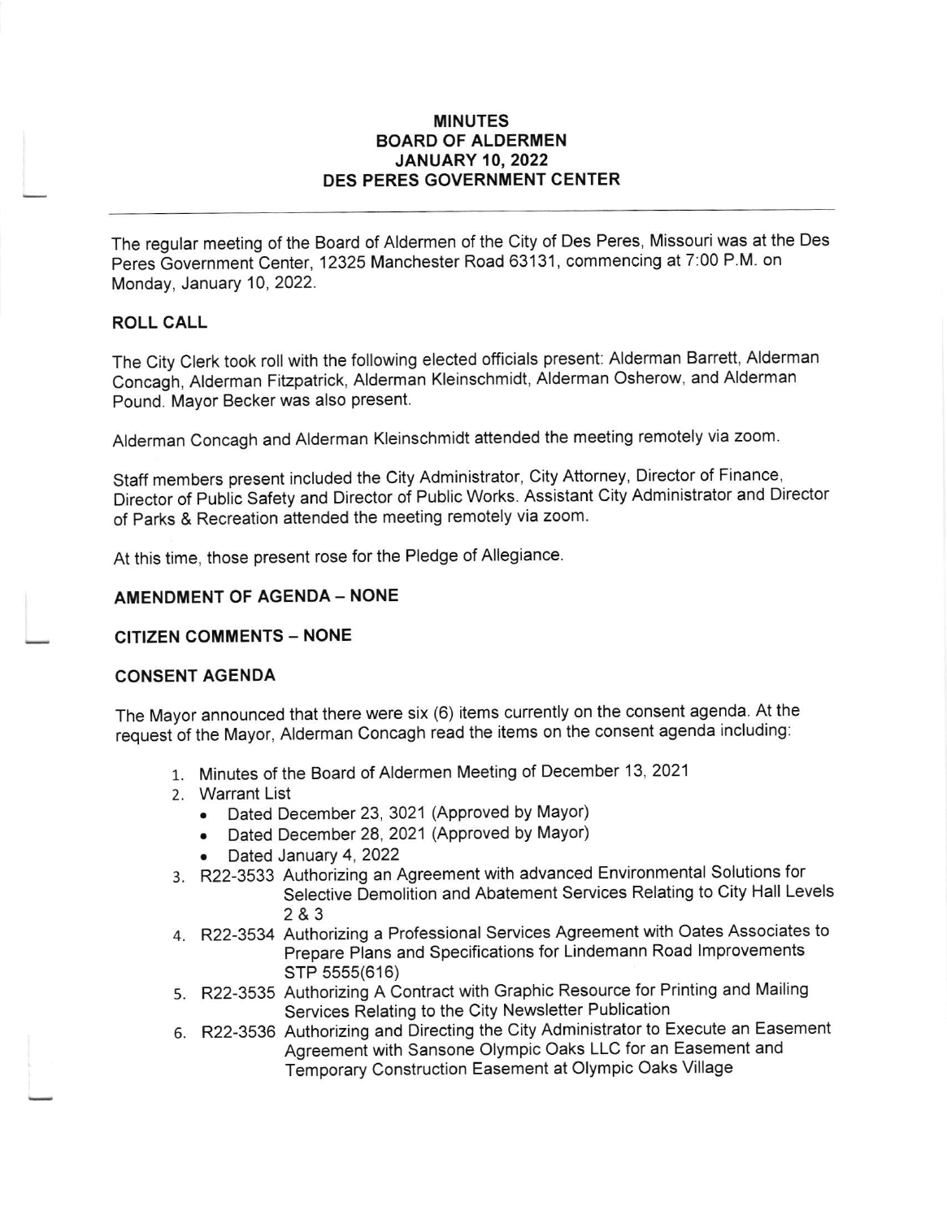# MINUTES
## BOARD OF ALDERMEN
## JANUARY 10, 2022
## DES PERES GOVERNMENT CENTER

---

The regular meeting of the Board of Aldermen of the City of Des Peres, Missouri was at the Des Peres Government Center, 12325 Manchester Road 63131, commencing at 7:00 P.M. on Monday, January 10, 2022.

### ROLL CALL

The City Clerk took roll with the following elected officials present: Alderman Barrett, Alderman Concagh, Alderman Fitzpatrick, Alderman Kleinschmidt, Alderman Osherow, and Alderman Pound. Mayor Becker was also present.

Alderman Concagh and Alderman Kleinschmidt attended the meeting remotely via zoom.

Staff members present included the City Administrator, City Attorney, Director of Finance, Director of Public Safety and Director of Public Works. Assistant City Administrator and Director of Parks & Recreation attended the meeting remotely via zoom.

At this time, those present rose for the Pledge of Allegiance.

### AMENDMENT OF AGENDA – NONE

### CITIZEN COMMENTS – NONE

### CONSENT AGENDA

The Mayor announced that there were six (6) items currently on the consent agenda. At the request of the Mayor, Alderman Concagh read the items on the consent agenda including:

1. Minutes of the Board of Aldermen Meeting of December 13, 2021
2. Warrant List
   - Dated December 23, 3021 (Approved by Mayor)
   - Dated December 28, 2021 (Approved by Mayor)
   - Dated January 4, 2022
3. R22-3533 Authorizing an Agreement with advanced Environmental Solutions for Selective Demolition and Abatement Services Relating to City Hall Levels 2 & 3
4. R22-3534 Authorizing a Professional Services Agreement with Oates Associates to Prepare Plans and Specifications for Lindemann Road Improvements STP 5555(616)
5. R22-3535 Authorizing A Contract with Graphic Resource for Printing and Mailing Services Relating to the City Newsletter Publication
6. R22-3536 Authorizing and Directing the City Administrator to Execute an Easement Agreement with Sansone Olympic Oaks LLC for an Easement and Temporary Construction Easement at Olympic Oaks Village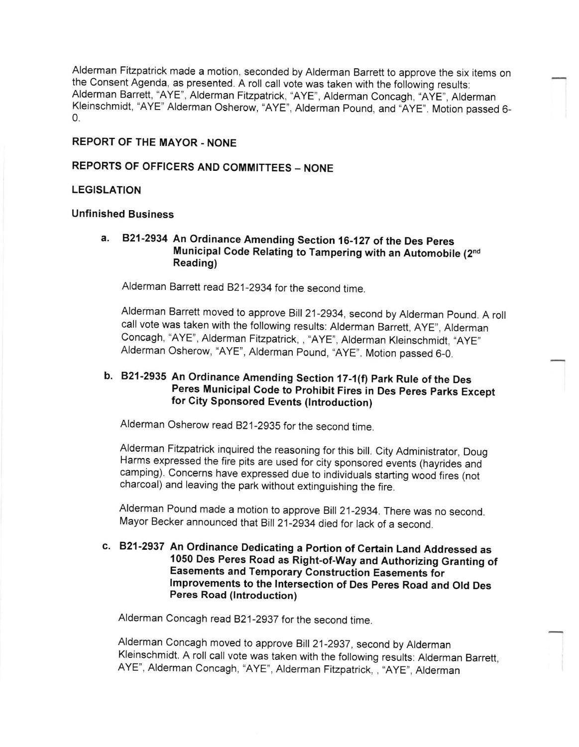Alderman Fitzpatrick made a motion, seconded by Alderman Barrett to approve the six items on the Consent Agenda, as presented. A roll call vote was taken with the following results: Alderman Barrett, "AYE", Alderman Fitzpatrick, "AYE", Alderman Concagh, "AYE", Alderman Kleinschmidt, "AYE" Alderman Osherow, "AYE", Alderman Pound, and "AYE". Motion passed 6-0.

**REPORT OF THE MAYOR - NONE**

**REPORTS OF OFFICERS AND COMMITTEES – NONE**

**LEGISLATION**

**Unfinished Business**

**a. B21-2934 An Ordinance Amending Section 16-127 of the Des Peres Municipal Code Relating to Tampering with an Automobile (2nd Reading)**

Alderman Barrett read B21-2934 for the second time.

Alderman Barrett moved to approve Bill 21-2934, second by Alderman Pound. A roll call vote was taken with the following results: Alderman Barrett, AYE", Alderman Concagh, "AYE", Alderman Fitzpatrick, , "AYE", Alderman Kleinschmidt, "AYE" Alderman Osherow, "AYE", Alderman Pound, "AYE". Motion passed 6-0.

**b. B21-2935 An Ordinance Amending Section 17-1(f) Park Rule of the Des Peres Municipal Code to Prohibit Fires in Des Peres Parks Except for City Sponsored Events (Introduction)**

Alderman Osherow read B21-2935 for the second time.

Alderman Fitzpatrick inquired the reasoning for this bill. City Administrator, Doug Harms expressed the fire pits are used for city sponsored events (hayrides and camping). Concerns have expressed due to individuals starting wood fires (not charcoal) and leaving the park without extinguishing the fire.

Alderman Pound made a motion to approve Bill 21-2934. There was no second. Mayor Becker announced that Bill 21-2934 died for lack of a second.

**c. B21-2937 An Ordinance Dedicating a Portion of Certain Land Addressed as 1050 Des Peres Road as Right-of-Way and Authorizing Granting of Easements and Temporary Construction Easements for Improvements to the Intersection of Des Peres Road and Old Des Peres Road (Introduction)**

Alderman Concagh read B21-2937 for the second time.

Alderman Concagh moved to approve Bill 21-2937, second by Alderman Kleinschmidt. A roll call vote was taken with the following results: Alderman Barrett, AYE", Alderman Concagh, "AYE", Alderman Fitzpatrick, , "AYE", Alderman